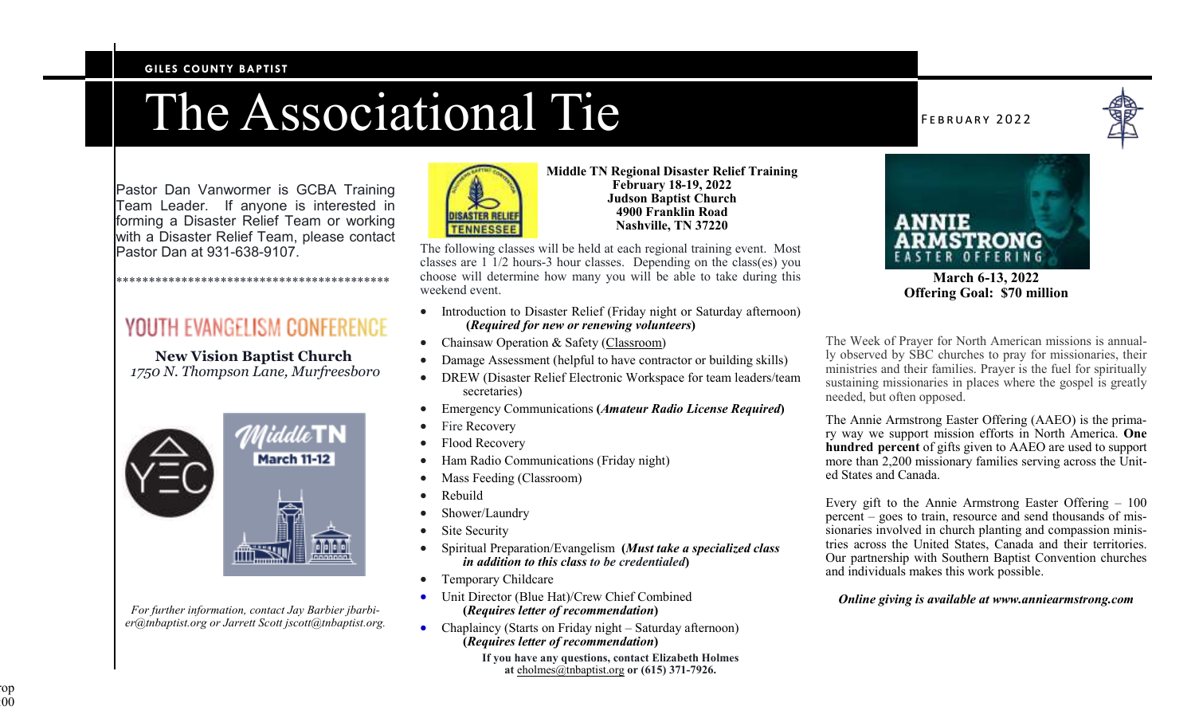GILES COUNTY BAPTIST

# The Associational Tie

FEBRUARY 2022

Pastor Dan Vanwormer is GCBA Training Team Leader. If anyone is interested in forming a Disaster Relief Team or working with a Disaster Relief Team, please contact Pastor Dan at 931-638-9107.

*******************************************

## YOUTH EVANGELISM CONFERENCE

**New Vision Baptist Church**
*1750 N. Thompson Lane, Murfreesboro*

MiddleTN
March 11-12

*For further information, contact Jay Barbier jbarbier@tnbaptist.org or Jarrett Scott jscott@tnbaptist.org.*

**Middle TN Regional Disaster Relief Training**
**February 18-19, 2022**
**Judson Baptist Church**
**4900 Franklin Road**
**Nashville, TN 37220**

The following classes will be held at each regional training event. Most classes are 1 1/2 hours-3 hour classes. Depending on the class(es) you choose will determine how many you will be able to take during this weekend event.

- Introduction to Disaster Relief (Friday night or Saturday afternoon) **(*Required for new or renewing volunteers*)**
- Chainsaw Operation & Safety (Classroom)
- Damage Assessment (helpful to have contractor or building skills)
- DREW (Disaster Relief Electronic Workspace for team leaders/team secretaries)
- Emergency Communications **(*Amateur Radio License Required*)**
- Fire Recovery
- Flood Recovery
- Ham Radio Communications (Friday night)
- Mass Feeding (Classroom)
- Rebuild
- Shower/Laundry
- Site Security
- Spiritual Preparation/Evangelism **(*Must take a specialized class in addition to this class to be credentialed*)**
- Temporary Childcare
- Unit Director (Blue Hat)/Crew Chief Combined **(*Requires letter of recommendation*)**
- Chaplaincy (Starts on Friday night – Saturday afternoon) **(*Requires letter of recommendation*)**

**If you have any questions, contact Elizabeth Holmes at eholmes@tnbaptist.org or (615) 371-7926.**

ANNIE ARMSTRONG EASTER OFFERING

**March 6-13, 2022**
**Offering Goal: $70 million**

The Week of Prayer for North American missions is annually observed by SBC churches to pray for missionaries, their ministries and their families. Prayer is the fuel for spiritually sustaining missionaries in places where the gospel is greatly needed, but often opposed.

The Annie Armstrong Easter Offering (AAEO) is the primary way we support mission efforts in North America. **One hundred percent** of gifts given to AAEO are used to support more than 2,200 missionary families serving across the United States and Canada.

Every gift to the Annie Armstrong Easter Offering – 100 percent – goes to train, resource and send thousands of missionaries involved in church planting and compassion ministries across the United States, Canada and their territories. Our partnership with Southern Baptist Convention churches and individuals makes this work possible.

***Online giving is available at www.anniearmstrong.com***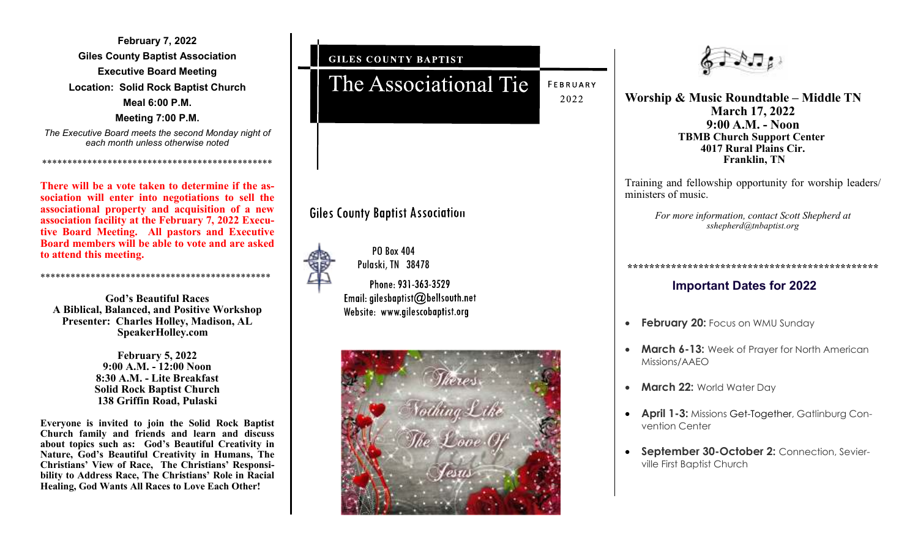**February 7, 2022**
**Giles County Baptist Association**
**Executive Board Meeting**
**Location: Solid Rock Baptist Church**
**Meal 6:00 P.M.**
**Meeting 7:00 P.M.**

*The Executive Board meets the second Monday night of each month unless otherwise noted*

***********************************************

**There will be a vote taken to determine if the association will enter into negotiations to sell the associational property and acquisition of a new association facility at the February 7, 2022 Executive Board Meeting. All pastors and Executive Board members will be able to vote and are asked to attend this meeting.**

***********************************************

**God's Beautiful Races**
**A Biblical, Balanced, and Positive Workshop**
**Presenter: Charles Holley, Madison, AL**
**SpeakerHolley.com**

**February 5, 2022**
**9:00 A.M. - 12:00 Noon**
**8:30 A.M. - Lite Breakfast**
**Solid Rock Baptist Church**
**138 Griffin Road, Pulaski**

**Everyone is invited to join the Solid Rock Baptist Church family and friends and learn and discuss about topics such as: God's Beautiful Creativity in Nature, God's Beautiful Creativity in Humans, The Christians' View of Race, The Christians' Responsibility to Address Race, The Christians' Role in Racial Healing, God Wants All Races to Love Each Other!**

GILES COUNTY BAPTIST

# The Associational Tie

FEBRUARY 2022

## Giles County Baptist Association

PO Box 404
Pulaski, TN 38478

Phone: 931-363-3529
Email: gilesbaptist@bellsouth.net
Website: www.gilescobaptist.org

**Worship & Music Roundtable – Middle TN**
**March 17, 2022**
**9:00 A.M. - Noon**
**TBMB Church Support Center**
**4017 Rural Plains Cir.**
**Franklin, TN**

Training and fellowship opportunity for worship leaders/ministers of music.

*For more information, contact Scott Shepherd at sshepherd@tnbaptist.org*

***********************************************

## Important Dates for 2022

- **February 20:** Focus on WMU Sunday
- **March 6-13:** Week of Prayer for North American Missions/AAEO
- **March 22:** World Water Day
- **April 1-3:** Missions Get-Together, Gatlinburg Convention Center
- **September 30-October 2:** Connection, Sevierville First Baptist Church